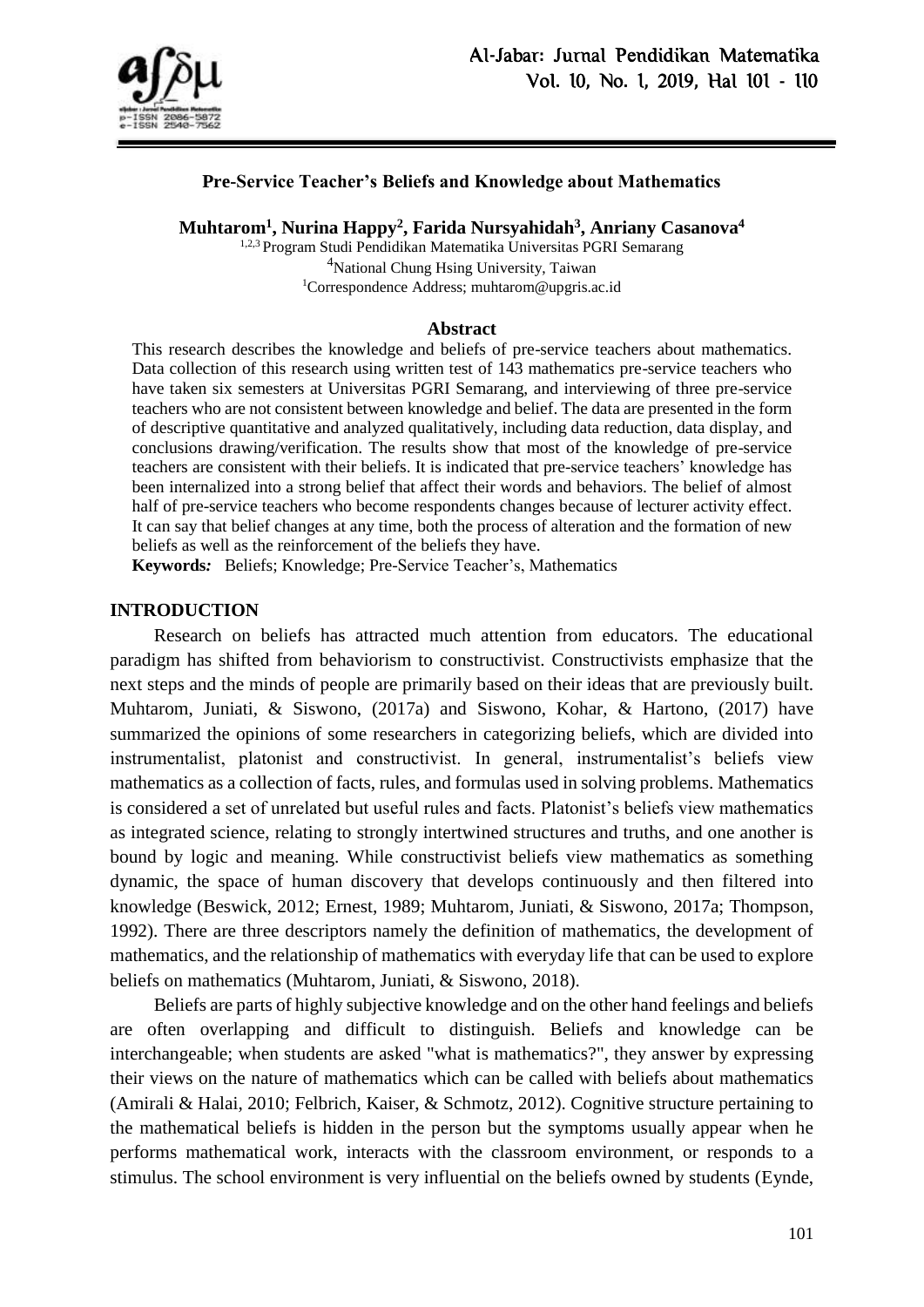# Pre-Service Teacher's Beliefs and Knowledge about Mathematics

**Muhtarom[1], Nurina Happy[2], Farida Nursyahidah[3], Anriany Casanova[4]**

[1,2,3] Program Studi Pendidikan Matematika Universitas PGRI Semarang
[4]National Chung Hsing University, Taiwan
[1]Correspondence Address; muhtarom@upgris.ac.id

## Abstract

This research describes the knowledge and beliefs of pre-service teachers about mathematics. Data collection of this research using written test of 143 mathematics pre-service teachers who have taken six semesters at Universitas PGRI Semarang, and interviewing of three pre-service teachers who are not consistent between knowledge and belief. The data are presented in the form of descriptive quantitative and analyzed qualitatively, including data reduction, data display, and conclusions drawing/verification. The results show that most of the knowledge of pre-service teachers are consistent with their beliefs. It is indicated that pre-service teachers' knowledge has been internalized into a strong belief that affect their words and behaviors. The belief of almost half of pre-service teachers who become respondents changes because of lecturer activity effect. It can say that belief changes at any time, both the process of alteration and the formation of new beliefs as well as the reinforcement of the beliefs they have.

**Keywords:** Beliefs; Knowledge; Pre-Service Teacher's, Mathematics

## INTRODUCTION

Research on beliefs has attracted much attention from educators. The educational paradigm has shifted from behaviorism to constructivist. Constructivists emphasize that the next steps and the minds of people are primarily based on their ideas that are previously built. Muhtarom, Juniati, & Siswono, (2017a) and Siswono, Kohar, & Hartono, (2017) have summarized the opinions of some researchers in categorizing beliefs, which are divided into instrumentalist, platonist and constructivist. In general, instrumentalist's beliefs view mathematics as a collection of facts, rules, and formulas used in solving problems. Mathematics is considered a set of unrelated but useful rules and facts. Platonist's beliefs view mathematics as integrated science, relating to strongly intertwined structures and truths, and one another is bound by logic and meaning. While constructivist beliefs view mathematics as something dynamic, the space of human discovery that develops continuously and then filtered into knowledge (Beswick, 2012; Ernest, 1989; Muhtarom, Juniati, & Siswono, 2017a; Thompson, 1992). There are three descriptors namely the definition of mathematics, the development of mathematics, and the relationship of mathematics with everyday life that can be used to explore beliefs on mathematics (Muhtarom, Juniati, & Siswono, 2018).

Beliefs are parts of highly subjective knowledge and on the other hand feelings and beliefs are often overlapping and difficult to distinguish. Beliefs and knowledge can be interchangeable; when students are asked "what is mathematics?", they answer by expressing their views on the nature of mathematics which can be called with beliefs about mathematics (Amirali & Halai, 2010; Felbrich, Kaiser, & Schmotz, 2012). Cognitive structure pertaining to the mathematical beliefs is hidden in the person but the symptoms usually appear when he performs mathematical work, interacts with the classroom environment, or responds to a stimulus. The school environment is very influential on the beliefs owned by students (Eynde,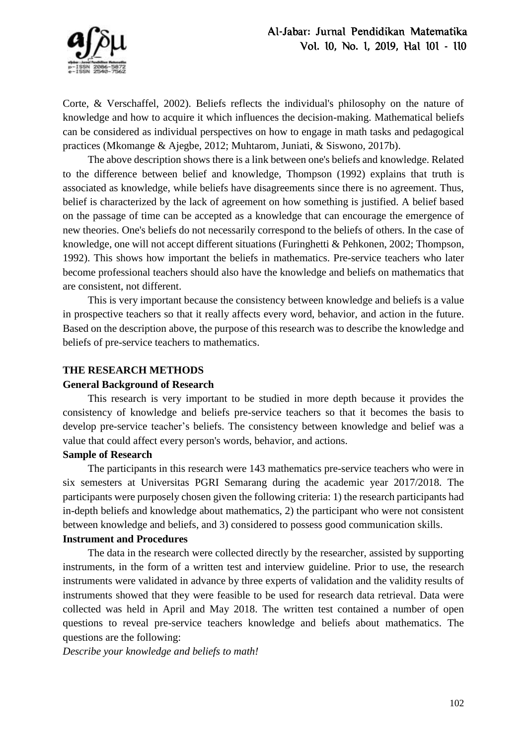Corte, & Verschaffel, 2002). Beliefs reflects the individual's philosophy on the nature of knowledge and how to acquire it which influences the decision-making. Mathematical beliefs can be considered as individual perspectives on how to engage in math tasks and pedagogical practices (Mkomange & Ajegbe, 2012; Muhtarom, Juniati, & Siswono, 2017b).

The above description shows there is a link between one's beliefs and knowledge. Related to the difference between belief and knowledge, Thompson (1992) explains that truth is associated as knowledge, while beliefs have disagreements since there is no agreement. Thus, belief is characterized by the lack of agreement on how something is justified. A belief based on the passage of time can be accepted as a knowledge that can encourage the emergence of new theories. One's beliefs do not necessarily correspond to the beliefs of others. In the case of knowledge, one will not accept different situations (Furinghetti & Pehkonen, 2002; Thompson, 1992). This shows how important the beliefs in mathematics. Pre-service teachers who later become professional teachers should also have the knowledge and beliefs on mathematics that are consistent, not different.

This is very important because the consistency between knowledge and beliefs is a value in prospective teachers so that it really affects every word, behavior, and action in the future. Based on the description above, the purpose of this research was to describe the knowledge and beliefs of pre-service teachers to mathematics.

## THE RESEARCH METHODS

### General Background of Research

This research is very important to be studied in more depth because it provides the consistency of knowledge and beliefs pre-service teachers so that it becomes the basis to develop pre-service teacher's beliefs. The consistency between knowledge and belief was a value that could affect every person's words, behavior, and actions.

### Sample of Research

The participants in this research were 143 mathematics pre-service teachers who were in six semesters at Universitas PGRI Semarang during the academic year 2017/2018. The participants were purposely chosen given the following criteria: 1) the research participants had in-depth beliefs and knowledge about mathematics, 2) the participant who were not consistent between knowledge and beliefs, and 3) considered to possess good communication skills.

### Instrument and Procedures

The data in the research were collected directly by the researcher, assisted by supporting instruments, in the form of a written test and interview guideline. Prior to use, the research instruments were validated in advance by three experts of validation and the validity results of instruments showed that they were feasible to be used for research data retrieval. Data were collected was held in April and May 2018. The written test contained a number of open questions to reveal pre-service teachers knowledge and beliefs about mathematics. The questions are the following:

*Describe your knowledge and beliefs to math!*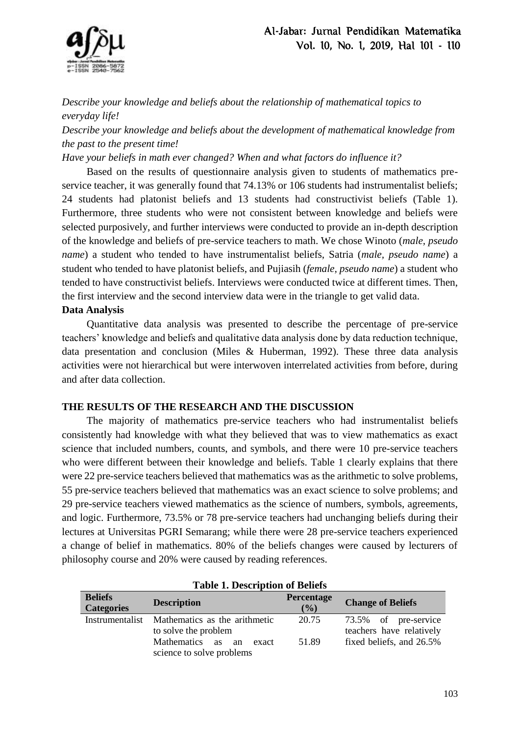*Describe your knowledge and beliefs about the relationship of mathematical topics to everyday life!*

*Describe your knowledge and beliefs about the development of mathematical knowledge from the past to the present time!*

*Have your beliefs in math ever changed? When and what factors do influence it?*

Based on the results of questionnaire analysis given to students of mathematics pre-service teacher, it was generally found that 74.13% or 106 students had instrumentalist beliefs; 24 students had platonist beliefs and 13 students had constructivist beliefs (Table 1). Furthermore, three students who were not consistent between knowledge and beliefs were selected purposively, and further interviews were conducted to provide an in-depth description of the knowledge and beliefs of pre-service teachers to math. We chose Winoto (*male, pseudo name*) a student who tended to have instrumentalist beliefs, Satria (*male, pseudo name*) a student who tended to have platonist beliefs, and Pujiasih (*female, pseudo name*) a student who tended to have constructivist beliefs. Interviews were conducted twice at different times. Then, the first interview and the second interview data were in the triangle to get valid data.

**Data Analysis**

Quantitative data analysis was presented to describe the percentage of pre-service teachers' knowledge and beliefs and qualitative data analysis done by data reduction technique, data presentation and conclusion (Miles & Huberman, 1992). These three data analysis activities were not hierarchical but were interwoven interrelated activities from before, during and after data collection.

## THE RESULTS OF THE RESEARCH AND THE DISCUSSION

The majority of mathematics pre-service teachers who had instrumentalist beliefs consistently had knowledge with what they believed that was to view mathematics as exact science that included numbers, counts, and symbols, and there were 10 pre-service teachers who were different between their knowledge and beliefs. Table 1 clearly explains that there were 22 pre-service teachers believed that mathematics was as the arithmetic to solve problems, 55 pre-service teachers believed that mathematics was an exact science to solve problems; and 29 pre-service teachers viewed mathematics as the science of numbers, symbols, agreements, and logic. Furthermore, 73.5% or 78 pre-service teachers had unchanging beliefs during their lectures at Universitas PGRI Semarang; while there were 28 pre-service teachers experienced a change of belief in mathematics. 80% of the beliefs changes were caused by lecturers of philosophy course and 20% were caused by reading references.

**Table 1. Description of Beliefs**

| Beliefs Categories | Description | Percentage (%) | Change of Beliefs |
|---|---|---|---|
| Instrumentalist | Mathematics as the arithmetic to solve the problem | 20.75 | 73.5% of pre-service teachers have relatively fixed beliefs, and 26.5% |
| | Mathematics as an exact science to solve problems | 51.89 | |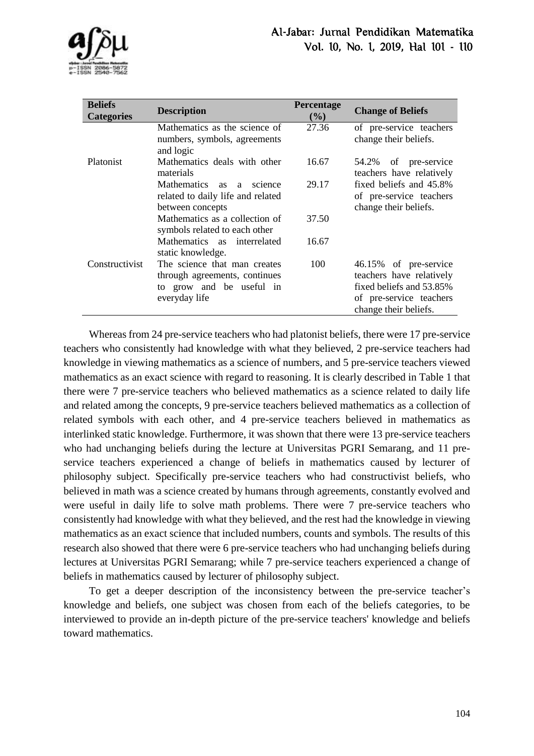| Beliefs Categories | Description | Percentage (%) | Change of Beliefs |
|---|---|---|---|
| | Mathematics as the science of numbers, symbols, agreements and logic | 27.36 | of pre-service teachers change their beliefs. |
| Platonist | Mathematics deals with other materials | 16.67 | 54.2% of pre-service teachers have relatively fixed beliefs and 45.8% of pre-service teachers change their beliefs. |
| | Mathematics as a science related to daily life and related between concepts | 29.17 | |
| | Mathematics as a collection of symbols related to each other | 37.50 | |
| | Mathematics as interrelated static knowledge. | 16.67 | |
| Constructivist | The science that man creates through agreements, continues to grow and be useful in everyday life | 100 | 46.15% of pre-service teachers have relatively fixed beliefs and 53.85% of pre-service teachers change their beliefs. |

Whereas from 24 pre-service teachers who had platonist beliefs, there were 17 pre-service teachers who consistently had knowledge with what they believed, 2 pre-service teachers had knowledge in viewing mathematics as a science of numbers, and 5 pre-service teachers viewed mathematics as an exact science with regard to reasoning. It is clearly described in Table 1 that there were 7 pre-service teachers who believed mathematics as a science related to daily life and related among the concepts, 9 pre-service teachers believed mathematics as a collection of related symbols with each other, and 4 pre-service teachers believed in mathematics as interlinked static knowledge. Furthermore, it was shown that there were 13 pre-service teachers who had unchanging beliefs during the lecture at Universitas PGRI Semarang, and 11 pre-service teachers experienced a change of beliefs in mathematics caused by lecturer of philosophy subject. Specifically pre-service teachers who had constructivist beliefs, who believed in math was a science created by humans through agreements, constantly evolved and were useful in daily life to solve math problems. There were 7 pre-service teachers who consistently had knowledge with what they believed, and the rest had the knowledge in viewing mathematics as an exact science that included numbers, counts and symbols. The results of this research also showed that there were 6 pre-service teachers who had unchanging beliefs during lectures at Universitas PGRI Semarang; while 7 pre-service teachers experienced a change of beliefs in mathematics caused by lecturer of philosophy subject.

To get a deeper description of the inconsistency between the pre-service teacher's knowledge and beliefs, one subject was chosen from each of the beliefs categories, to be interviewed to provide an in-depth picture of the pre-service teachers' knowledge and beliefs toward mathematics.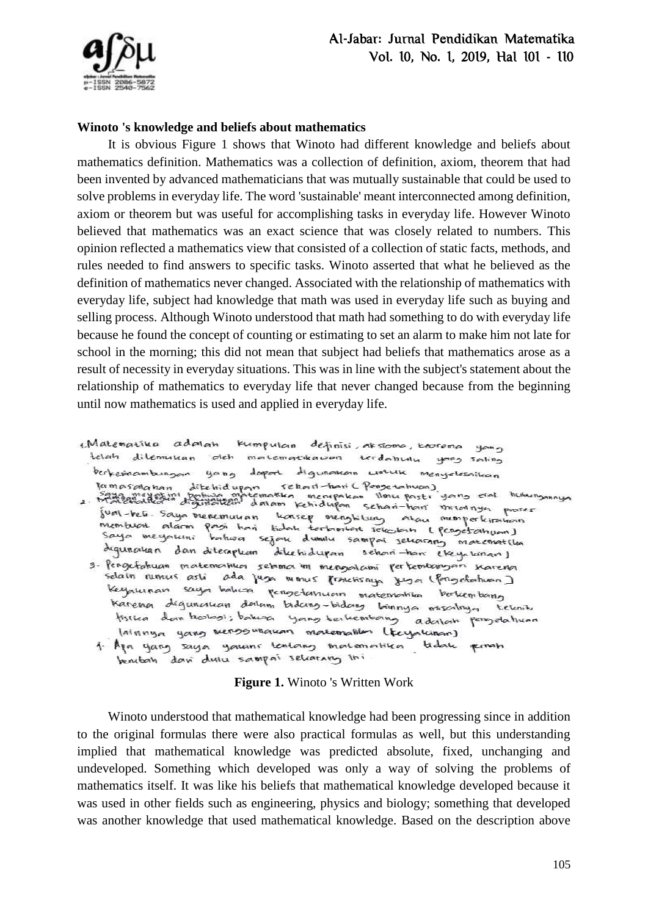### Winoto 's knowledge and beliefs about mathematics

It is obvious Figure 1 shows that Winoto had different knowledge and beliefs about mathematics definition. Mathematics was a collection of definition, axiom, theorem that had been invented by advanced mathematicians that was mutually sustainable that could be used to solve problems in everyday life. The word 'sustainable' meant interconnected among definition, axiom or theorem but was useful for accomplishing tasks in everyday life. However Winoto believed that mathematics was an exact science that was closely related to numbers. This opinion reflected a mathematics view that consisted of a collection of static facts, methods, and rules needed to find answers to specific tasks. Winoto asserted that what he believed as the definition of mathematics never changed. Associated with the relationship of mathematics with everyday life, subject had knowledge that math was used in everyday life such as buying and selling process. Although Winoto understood that math had something to do with everyday life because he found the concept of counting or estimating to set an alarm to make him not late for school in the morning; this did not mean that subject had beliefs that mathematics arose as a result of necessity in everyday situations. This was in line with the subject's statement about the relationship of mathematics to everyday life that never changed because from the beginning until now mathematics is used and applied in everyday life.

1. Matematika adalah kumpulan definisi, aksioma, teorema yang telah ditemukan oleh matematikawan terdahulu yang saling berkesinambungan yang dapat digunakan untuk menyelesaikan permasalahan dikehidupan sehari-hari (Pengetahuan). Saya meyakini bahwa matematika merupakan ilmu pasti yang erat hubungannya
2. Matematika digunakan dalam kehidupan sehari-hari misalnya proses jual-beli. Saya menemukan konsep menghitung atau memperkirakan membuat alarm pagi hari tidak terlambat sekolah (Pengetahuan) Saya meyakini bahwa sejak dahulu sampai sekarang matematika digunakan dan diterapkan dikehidupan sehari-hari (Keyakinan)
3. Pengetahuan matematika selama ini mengalami perkembangan karena selain rumus asli ada juga rumus praktisnya juga (Pengetahuan) Keyakinan saya bahwa pengetahuan matematika berkembang karena digunakan dalam bidang-bidang lainnya misalnya teknik, fisika dan biologi; bahwa yang berkembang adalah pengetahuan lainnya yang menggunakan matematika (Keyakinan)
4. Apa yang saya yakini tentang matematika tidak pernah berubah dari dulu sampai sekarang ini

**Figure 1.** Winoto 's Written Work

Winoto understood that mathematical knowledge had been progressing since in addition to the original formulas there were also practical formulas as well, but this understanding implied that mathematical knowledge was predicted absolute, fixed, unchanging and undeveloped. Something which developed was only a way of solving the problems of mathematics itself. It was like his beliefs that mathematical knowledge developed because it was used in other fields such as engineering, physics and biology; something that developed was another knowledge that used mathematical knowledge. Based on the description above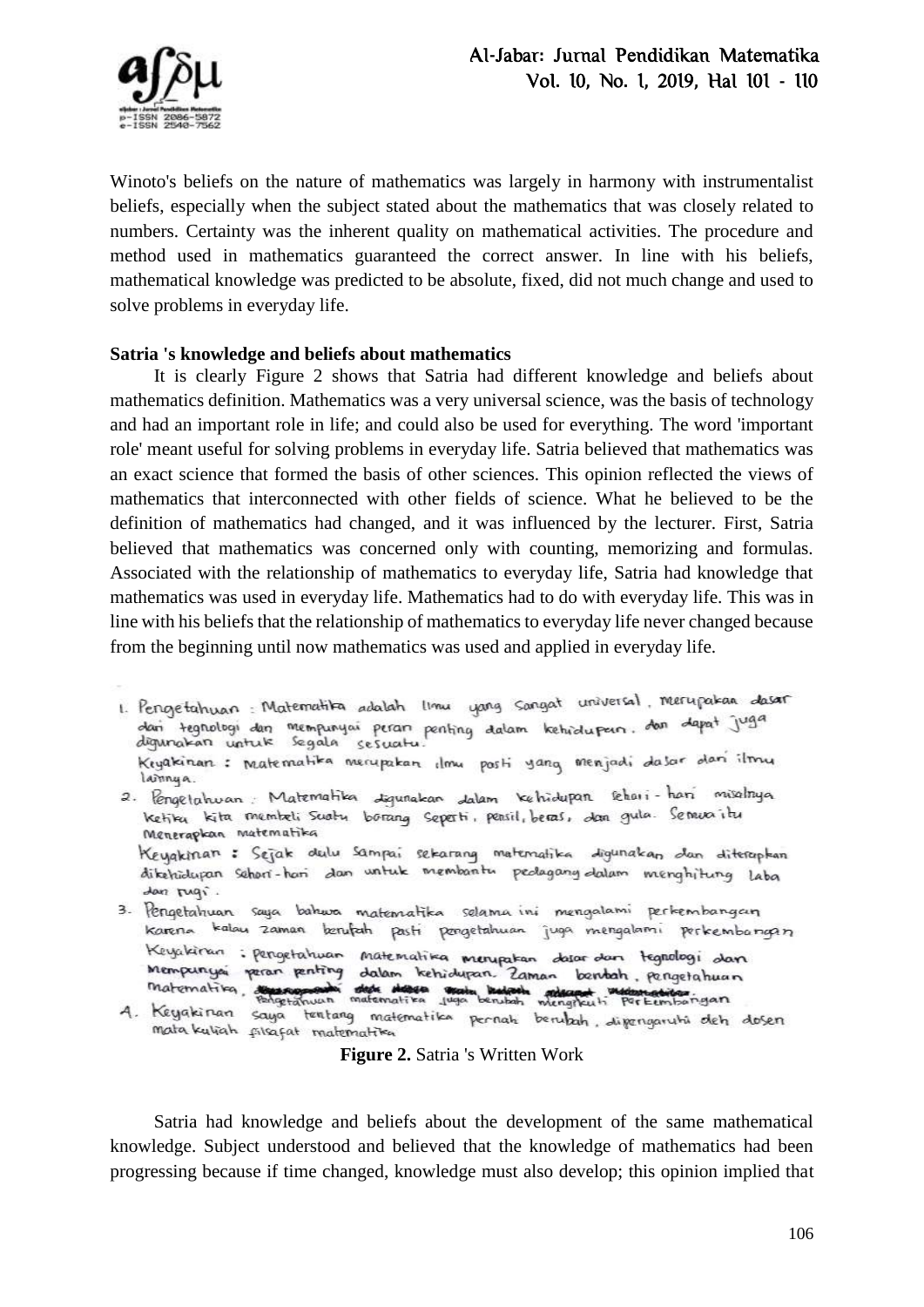Winoto's beliefs on the nature of mathematics was largely in harmony with instrumentalist beliefs, especially when the subject stated about the mathematics that was closely related to numbers. Certainty was the inherent quality on mathematical activities. The procedure and method used in mathematics guaranteed the correct answer. In line with his beliefs, mathematical knowledge was predicted to be absolute, fixed, did not much change and used to solve problems in everyday life.

**Satria 's knowledge and beliefs about mathematics**

It is clearly Figure 2 shows that Satria had different knowledge and beliefs about mathematics definition. Mathematics was a very universal science, was the basis of technology and had an important role in life; and could also be used for everything. The word 'important role' meant useful for solving problems in everyday life. Satria believed that mathematics was an exact science that formed the basis of other sciences. This opinion reflected the views of mathematics that interconnected with other fields of science. What he believed to be the definition of mathematics had changed, and it was influenced by the lecturer. First, Satria believed that mathematics was concerned only with counting, memorizing and formulas. Associated with the relationship of mathematics to everyday life, Satria had knowledge that mathematics was used in everyday life. Mathematics had to do with everyday life. This was in line with his beliefs that the relationship of mathematics to everyday life never changed because from the beginning until now mathematics was used and applied in everyday life.

1. Pengetahuan : Matematika adalah ilmu yang sangat universal, merupakan dasar dari tegnologi dan mempunyai peran penting dalam kehidupan. dan dapat juga digunakan untuk segala sesuatu.
   Keyakinan : Matematika merupakan ilmu pasti yang menjadi dasar dari ilmu lainnya.
2. Pengetahuan : Matematika digunakan dalam kehidupan sehari-hari misalnya ketika kita membeli suatu barang seperti, pensil, beras, dan gula. Semua itu menerapkan matematika
   Keyakinan : Sejak dulu sampai sekarang matematika digunakan dan diterapkan dikehidupan sehari-hari dan untuk membantu pedagang dalam menghitung laba dan rugi.
3. Pengetahuan saya bahwa matematika selama ini mengalami perkembangan karena kalau zaman berubah pasti pengetahuan juga mengalami perkembangan
   Keyakinan : pengetahuan matematika merupakan dasar dari tegnologi dan mempunyai peran penting dalam kehidupan. Zaman berubah, pengetahuan matematika, Pengetahuan matematika juga berubah mengikuti perkembangan
4. Keyakinan saya tentang matematika pernah berubah, dipengaruhi oleh dosen mata kuliah filsafat matematika

**Figure 2.** Satria 's Written Work

Satria had knowledge and beliefs about the development of the same mathematical knowledge. Subject understood and believed that the knowledge of mathematics had been progressing because if time changed, knowledge must also develop; this opinion implied that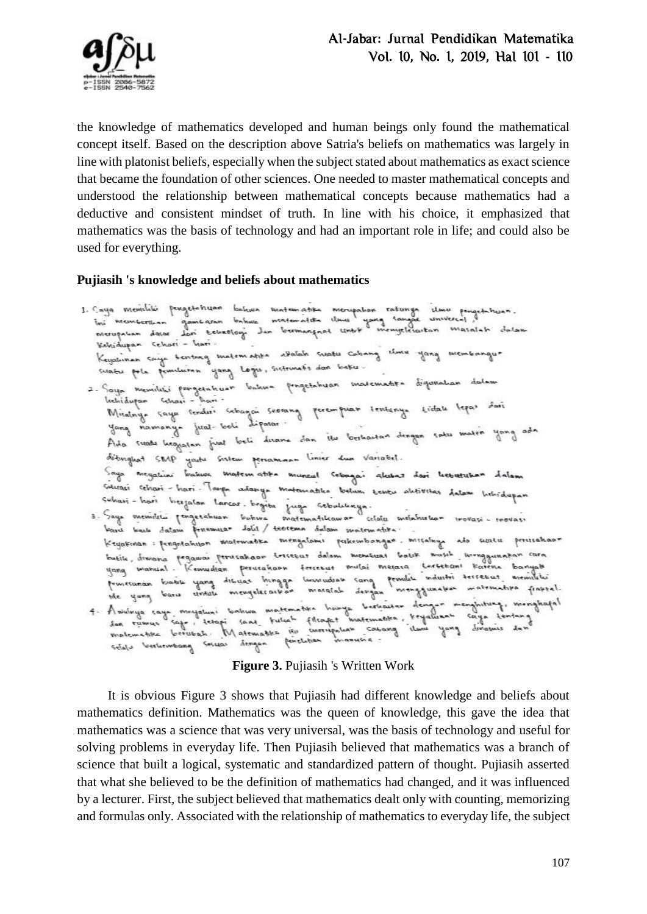the knowledge of mathematics developed and human beings only found the mathematical concept itself. Based on the description above Satria's beliefs on mathematics was largely in line with platonist beliefs, especially when the subject stated about mathematics as exact science that became the foundation of other sciences. One needed to master mathematical concepts and understood the relationship between mathematical concepts because mathematics had a deductive and consistent mindset of truth. In line with his choice, it emphasized that mathematics was the basis of technology and had an important role in life; and could also be used for everything.

**Pujiasih 's knowledge and beliefs about mathematics**

**Figure 3.** Pujiasih 's Written Work

It is obvious Figure 3 shows that Pujiasih had different knowledge and beliefs about mathematics definition. Mathematics was the queen of knowledge, this gave the idea that mathematics was a science that was very universal, was the basis of technology and useful for solving problems in everyday life. Then Pujiasih believed that mathematics was a branch of science that built a logical, systematic and standardized pattern of thought. Pujiasih asserted that what she believed to be the definition of mathematics had changed, and it was influenced by a lecturer. First, the subject believed that mathematics dealt only with counting, memorizing and formulas only. Associated with the relationship of mathematics to everyday life, the subject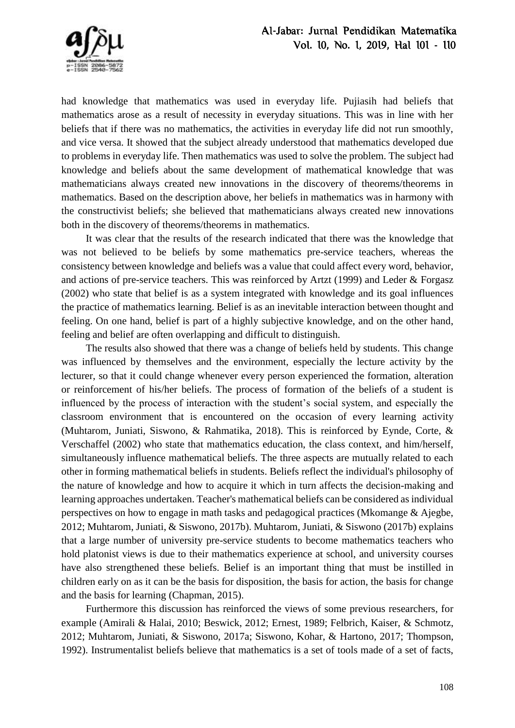had knowledge that mathematics was used in everyday life. Pujiasih had beliefs that mathematics arose as a result of necessity in everyday situations. This was in line with her beliefs that if there was no mathematics, the activities in everyday life did not run smoothly, and vice versa. It showed that the subject already understood that mathematics developed due to problems in everyday life. Then mathematics was used to solve the problem. The subject had knowledge and beliefs about the same development of mathematical knowledge that was mathematicians always created new innovations in the discovery of theorems/theorems in mathematics. Based on the description above, her beliefs in mathematics was in harmony with the constructivist beliefs; she believed that mathematicians always created new innovations both in the discovery of theorems/theorems in mathematics.

It was clear that the results of the research indicated that there was the knowledge that was not believed to be beliefs by some mathematics pre-service teachers, whereas the consistency between knowledge and beliefs was a value that could affect every word, behavior, and actions of pre-service teachers. This was reinforced by Artzt (1999) and Leder & Forgasz (2002) who state that belief is as a system integrated with knowledge and its goal influences the practice of mathematics learning. Belief is as an inevitable interaction between thought and feeling. On one hand, belief is part of a highly subjective knowledge, and on the other hand, feeling and belief are often overlapping and difficult to distinguish.

The results also showed that there was a change of beliefs held by students. This change was influenced by themselves and the environment, especially the lecture activity by the lecturer, so that it could change whenever every person experienced the formation, alteration or reinforcement of his/her beliefs. The process of formation of the beliefs of a student is influenced by the process of interaction with the student's social system, and especially the classroom environment that is encountered on the occasion of every learning activity (Muhtarom, Juniati, Siswono, & Rahmatika, 2018). This is reinforced by Eynde, Corte, & Verschaffel (2002) who state that mathematics education, the class context, and him/herself, simultaneously influence mathematical beliefs. The three aspects are mutually related to each other in forming mathematical beliefs in students. Beliefs reflect the individual's philosophy of the nature of knowledge and how to acquire it which in turn affects the decision-making and learning approaches undertaken. Teacher's mathematical beliefs can be considered as individual perspectives on how to engage in math tasks and pedagogical practices (Mkomange & Ajegbe, 2012; Muhtarom, Juniati, & Siswono, 2017b). Muhtarom, Juniati, & Siswono (2017b) explains that a large number of university pre-service students to become mathematics teachers who hold platonist views is due to their mathematics experience at school, and university courses have also strengthened these beliefs. Belief is an important thing that must be instilled in children early on as it can be the basis for disposition, the basis for action, the basis for change and the basis for learning (Chapman, 2015).

Furthermore this discussion has reinforced the views of some previous researchers, for example (Amirali & Halai, 2010; Beswick, 2012; Ernest, 1989; Felbrich, Kaiser, & Schmotz, 2012; Muhtarom, Juniati, & Siswono, 2017a; Siswono, Kohar, & Hartono, 2017; Thompson, 1992). Instrumentalist beliefs believe that mathematics is a set of tools made of a set of facts,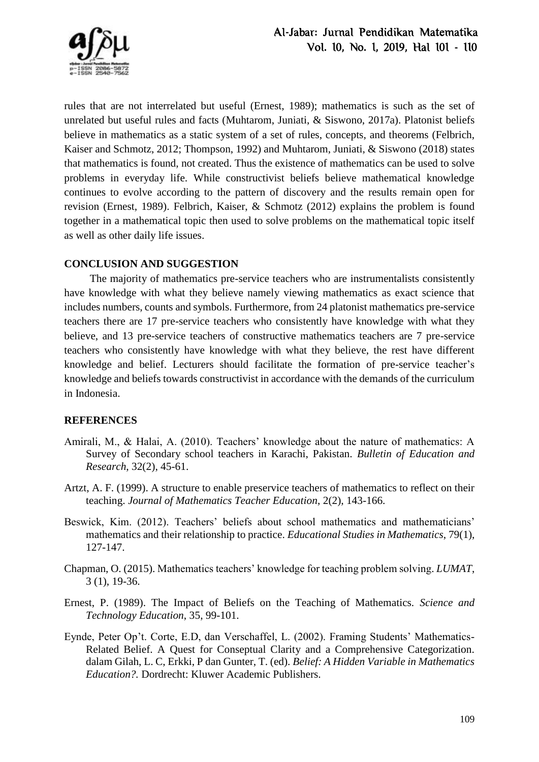rules that are not interrelated but useful (Ernest, 1989); mathematics is such as the set of unrelated but useful rules and facts (Muhtarom, Juniati, & Siswono, 2017a). Platonist beliefs believe in mathematics as a static system of a set of rules, concepts, and theorems (Felbrich, Kaiser and Schmotz, 2012; Thompson, 1992) and Muhtarom, Juniati, & Siswono (2018) states that mathematics is found, not created. Thus the existence of mathematics can be used to solve problems in everyday life. While constructivist beliefs believe mathematical knowledge continues to evolve according to the pattern of discovery and the results remain open for revision (Ernest, 1989). Felbrich, Kaiser, & Schmotz (2012) explains the problem is found together in a mathematical topic then used to solve problems on the mathematical topic itself as well as other daily life issues.

## CONCLUSION AND SUGGESTION

The majority of mathematics pre-service teachers who are instrumentalists consistently have knowledge with what they believe namely viewing mathematics as exact science that includes numbers, counts and symbols. Furthermore, from 24 platonist mathematics pre-service teachers there are 17 pre-service teachers who consistently have knowledge with what they believe, and 13 pre-service teachers of constructive mathematics teachers are 7 pre-service teachers who consistently have knowledge with what they believe, the rest have different knowledge and belief. Lecturers should facilitate the formation of pre-service teacher's knowledge and beliefs towards constructivist in accordance with the demands of the curriculum in Indonesia.

## REFERENCES

Amirali, M., & Halai, A. (2010). Teachers' knowledge about the nature of mathematics: A Survey of Secondary school teachers in Karachi, Pakistan. *Bulletin of Education and Research*, 32(2), 45-61.

Artzt, A. F. (1999). A structure to enable preservice teachers of mathematics to reflect on their teaching. *Journal of Mathematics Teacher Education*, 2(2), 143-166.

Beswick, Kim. (2012). Teachers' beliefs about school mathematics and mathematicians' mathematics and their relationship to practice. *Educational Studies in Mathematics*, 79(1), 127-147.

Chapman, O. (2015). Mathematics teachers' knowledge for teaching problem solving. *LUMAT*, 3 (1), 19-36.

Ernest, P. (1989). The Impact of Beliefs on the Teaching of Mathematics. *Science and Technology Education*, 35, 99-101.

Eynde, Peter Op't. Corte, E.D, dan Verschaffel, L. (2002). Framing Students' Mathematics-Related Belief. A Quest for Conseptual Clarity and a Comprehensive Categorization. dalam Gilah, L. C, Erkki, P dan Gunter, T. (ed). *Belief: A Hidden Variable in Mathematics Education?.* Dordrecht: Kluwer Academic Publishers.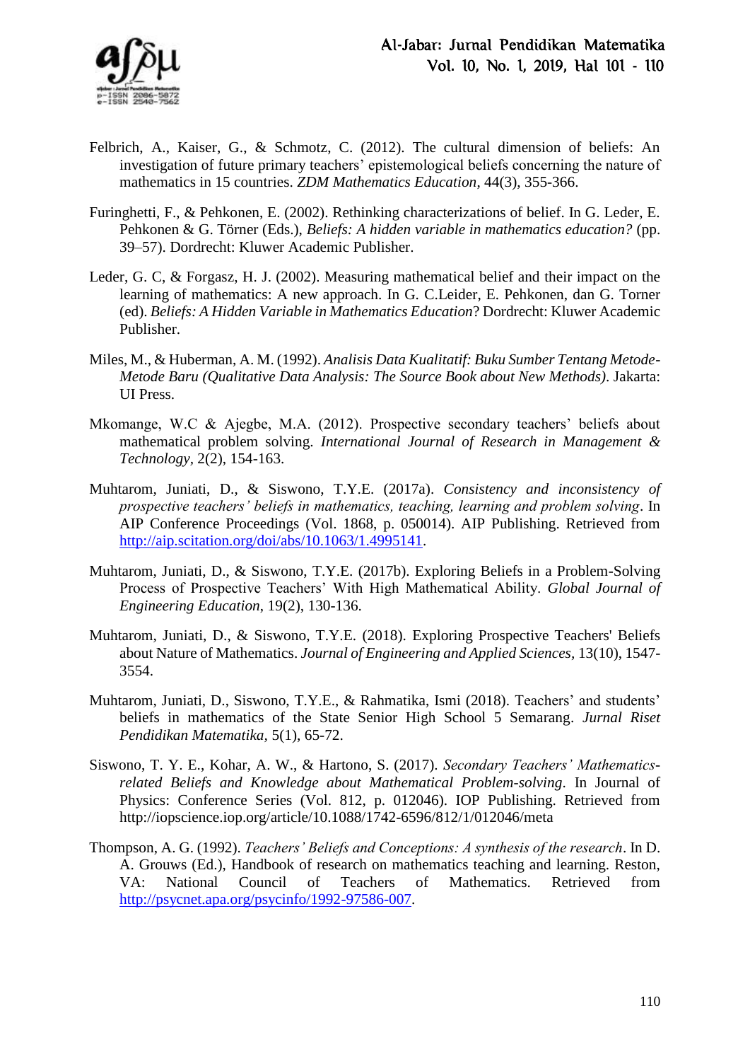Felbrich, A., Kaiser, G., & Schmotz, C. (2012). The cultural dimension of beliefs: An investigation of future primary teachers' epistemological beliefs concerning the nature of mathematics in 15 countries. *ZDM Mathematics Education*, 44(3), 355-366.

Furinghetti, F., & Pehkonen, E. (2002). Rethinking characterizations of belief. In G. Leder, E. Pehkonen & G. Törner (Eds.), *Beliefs: A hidden variable in mathematics education?* (pp. 39–57). Dordrecht: Kluwer Academic Publisher.

Leder, G. C, & Forgasz, H. J. (2002). Measuring mathematical belief and their impact on the learning of mathematics: A new approach. In G. C.Leider, E. Pehkonen, dan G. Torner (ed). *Beliefs: A Hidden Variable in Mathematics Education*? Dordrecht: Kluwer Academic Publisher.

Miles, M., & Huberman, A. M. (1992). *Analisis Data Kualitatif: Buku Sumber Tentang Metode-Metode Baru (Qualitative Data Analysis: The Source Book about New Methods)*. Jakarta: UI Press.

Mkomange, W.C & Ajegbe, M.A. (2012). Prospective secondary teachers' beliefs about mathematical problem solving. *International Journal of Research in Management & Technology*, 2(2), 154-163.

Muhtarom, Juniati, D., & Siswono, T.Y.E. (2017a). *Consistency and inconsistency of prospective teachers' beliefs in mathematics, teaching, learning and problem solving*. In AIP Conference Proceedings (Vol. 1868, p. 050014). AIP Publishing. Retrieved from http://aip.scitation.org/doi/abs/10.1063/1.4995141.

Muhtarom, Juniati, D., & Siswono, T.Y.E. (2017b). Exploring Beliefs in a Problem-Solving Process of Prospective Teachers' With High Mathematical Ability. *Global Journal of Engineering Education*, 19(2), 130-136.

Muhtarom, Juniati, D., & Siswono, T.Y.E. (2018). Exploring Prospective Teachers' Beliefs about Nature of Mathematics. *Journal of Engineering and Applied Sciences*, 13(10), 1547-3554.

Muhtarom, Juniati, D., Siswono, T.Y.E., & Rahmatika, Ismi (2018). Teachers' and students' beliefs in mathematics of the State Senior High School 5 Semarang. *Jurnal Riset Pendidikan Matematika*, 5(1), 65-72.

Siswono, T. Y. E., Kohar, A. W., & Hartono, S. (2017). *Secondary Teachers' Mathematics-related Beliefs and Knowledge about Mathematical Problem-solving*. In Journal of Physics: Conference Series (Vol. 812, p. 012046). IOP Publishing. Retrieved from http://iopscience.iop.org/article/10.1088/1742-6596/812/1/012046/meta

Thompson, A. G. (1992). *Teachers' Beliefs and Conceptions: A synthesis of the research*. In D. A. Grouws (Ed.), Handbook of research on mathematics teaching and learning. Reston, VA: National Council of Teachers of Mathematics. Retrieved from http://psycnet.apa.org/psycinfo/1992-97586-007.